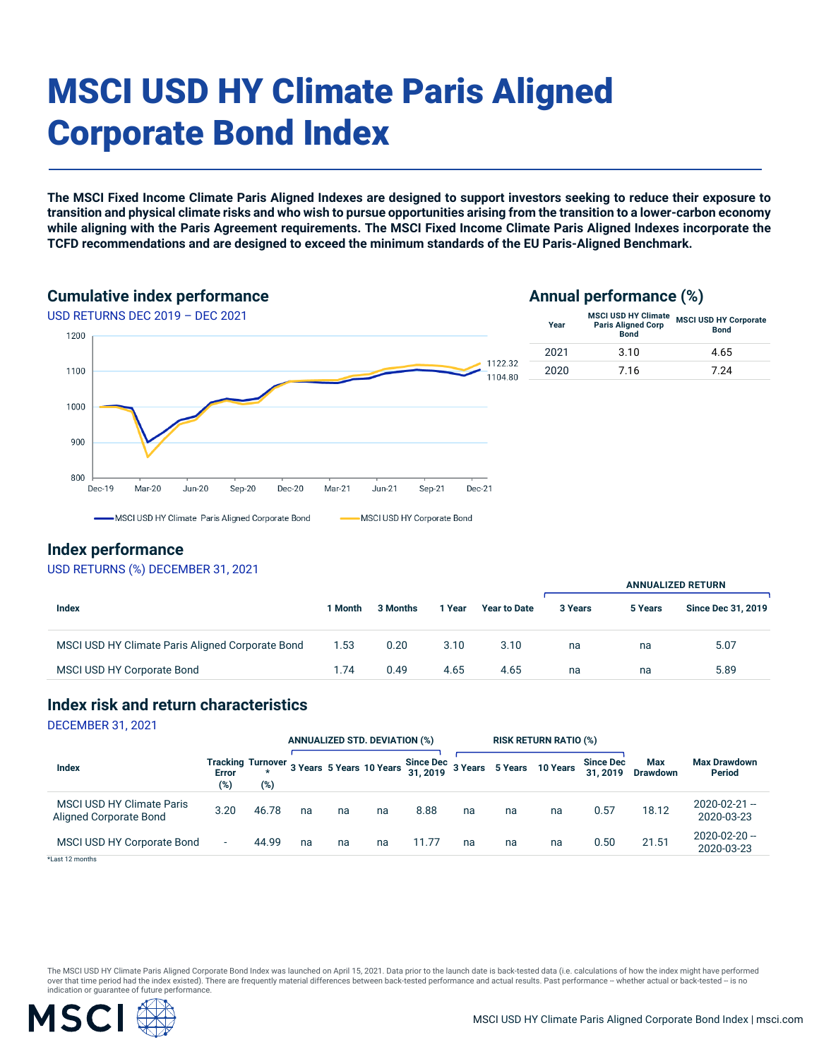# MSCI USD HY Climate Paris Aligned Corporate Bond Index

**The MSCI Fixed Income Climate Paris Aligned Indexes are designed to support investors seeking to reduce their exposure to transition and physical climate risks and who wish to pursue opportunities arising from the transition to a lower-carbon economy while aligning with the Paris Agreement requirements. The MSCI Fixed Income Climate Paris Aligned Indexes incorporate the TCFD recommendations and are designed to exceed the minimum standards of the EU Paris-Aligned Benchmark.**

## Cumulative index performance

USD RETURNS DEC 2019 – DEC 2021

MSCI USD HY Climate Paris Aligned Corporate Bond: 1104.80
MSCI USD HY Corporate Bond: 1122.32

## Annual performance (%)

| Year | MSCI USD HY Climate Paris Aligned Corp Bond | MSCI USD HY Corporate Bond |
|---|---|---|
| 2021 | 3.10 | 4.65 |
| 2020 | 7.16 | 7.24 |

## Index performance

USD RETURNS (%) DECEMBER 31, 2021

| | | | | | ANNUALIZED RETURN | | |
|---|---|---|---|---|---|---|---|
| Index | 1 Month | 3 Months | 1 Year | Year to Date | 3 Years | 5 Years | Since Dec 31, 2019 |
| MSCI USD HY Climate Paris Aligned Corporate Bond | 1.53 | 0.20 | 3.10 | 3.10 | na | na | 5.07 |
| MSCI USD HY Corporate Bond | 1.74 | 0.49 | 4.65 | 4.65 | na | na | 5.89 |

## Index risk and return characteristics

DECEMBER 31, 2021

| | | | ANNUALIZED STD. DEVIATION (%) | | | | RISK RETURN RATIO (%) | | | | | |
|---|---|---|---|---|---|---|---|---|---|---|---|---|
| Index | Tracking Error (%) | Turnover* (%) | 3 Years | 5 Years | 10 Years | Since Dec 31, 2019 | 3 Years | 5 Years | 10 Years | Since Dec 31, 2019 | Max Drawdown | Max Drawdown Period |
| MSCI USD HY Climate Paris Aligned Corporate Bond | 3.20 | 46.78 | na | na | na | 8.88 | na | na | na | 0.57 | 18.12 | 2020-02-21 -- 2020-03-23 |
| MSCI USD HY Corporate Bond | - | 44.99 | na | na | na | 11.77 | na | na | na | 0.50 | 21.51 | 2020-02-20 -- 2020-03-23 |

*Last 12 months

The MSCI USD HY Climate Paris Aligned Corporate Bond Index was launched on April 15, 2021. Data prior to the launch date is back-tested data (i.e. calculations of how the index might have performed over that time period had the index existed). There are frequently material differences between back-tested performance and actual results. Past performance -- whether actual or back-tested -- is no indication or guarantee of future performance.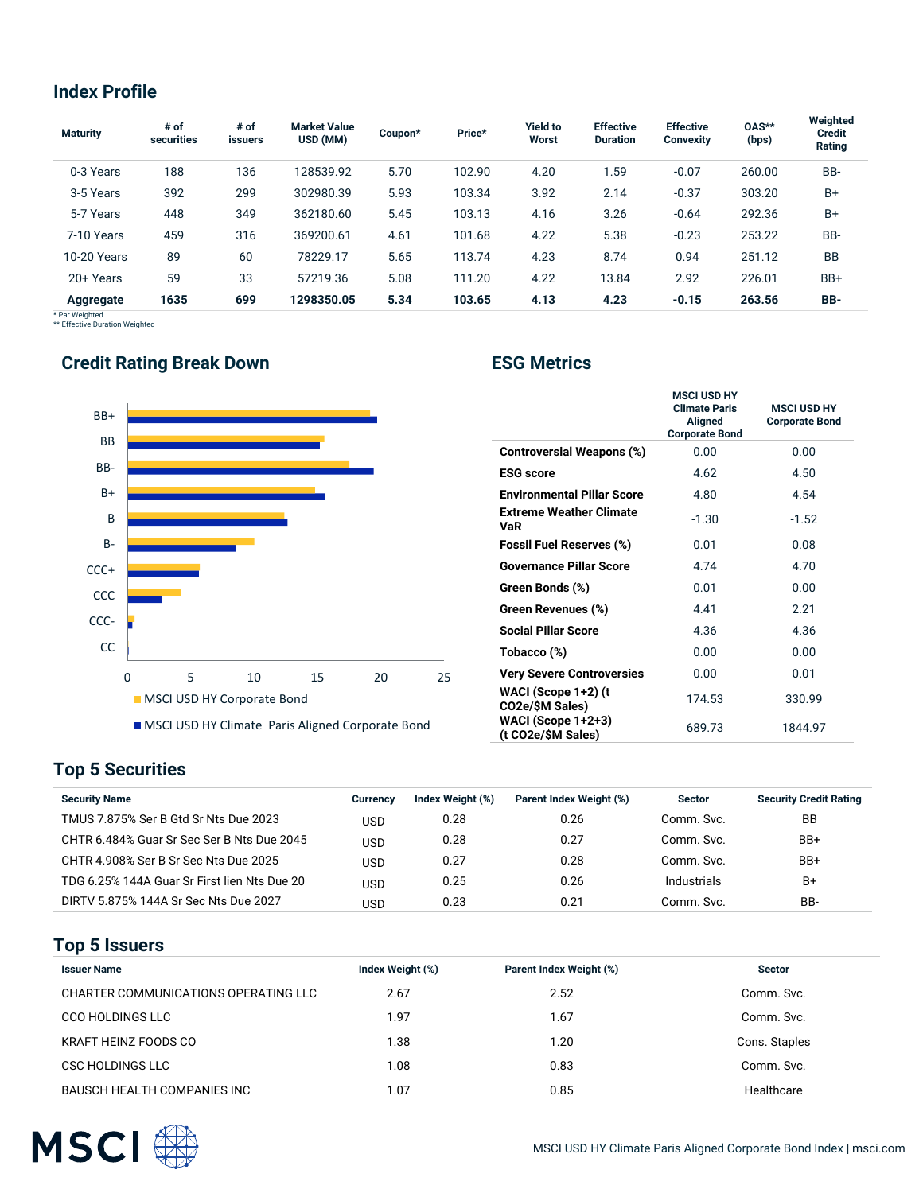## Index Profile

| Maturity | # of securities | # of issuers | Market Value USD (MM) | Coupon* | Price* | Yield to Worst | Effective Duration | Effective Convexity | OAS** (bps) | Weighted Credit Rating |
|---|---|---|---|---|---|---|---|---|---|---|
| 0-3 Years | 188 | 136 | 128539.92 | 5.70 | 102.90 | 4.20 | 1.59 | -0.07 | 260.00 | BB- |
| 3-5 Years | 392 | 299 | 302980.39 | 5.93 | 103.34 | 3.92 | 2.14 | -0.37 | 303.20 | B+ |
| 5-7 Years | 448 | 349 | 362180.60 | 5.45 | 103.13 | 4.16 | 3.26 | -0.64 | 292.36 | B+ |
| 7-10 Years | 459 | 316 | 369200.61 | 4.61 | 101.68 | 4.22 | 5.38 | -0.23 | 253.22 | BB- |
| 10-20 Years | 89 | 60 | 78229.17 | 5.65 | 113.74 | 4.23 | 8.74 | 0.94 | 251.12 | BB |
| 20+ Years | 59 | 33 | 57219.36 | 5.08 | 111.20 | 4.22 | 13.84 | 2.92 | 226.01 | BB+ |
| **Aggregate** | **1635** | **699** | **1298350.05** | **5.34** | **103.65** | **4.13** | **4.23** | **-0.15** | **263.56** | **BB-** |

* Par Weighted
** Effective Duration Weighted

## Credit Rating Break Down

■ MSCI USD HY Corporate Bond
■ MSCI USD HY Climate Paris Aligned Corporate Bond

## ESG Metrics

| | MSCI USD HY Climate Paris Aligned Corporate Bond | MSCI USD HY Corporate Bond |
|---|---|---|
| **Controversial Weapons (%)** | 0.00 | 0.00 |
| **ESG score** | 4.62 | 4.50 |
| **Environmental Pillar Score** | 4.80 | 4.54 |
| **Extreme Weather Climate VaR** | -1.30 | -1.52 |
| **Fossil Fuel Reserves (%)** | 0.01 | 0.08 |
| **Governance Pillar Score** | 4.74 | 4.70 |
| **Green Bonds (%)** | 0.01 | 0.00 |
| **Green Revenues (%)** | 4.41 | 2.21 |
| **Social Pillar Score** | 4.36 | 4.36 |
| **Tobacco (%)** | 0.00 | 0.00 |
| **Very Severe Controversies** | 0.00 | 0.01 |
| **WACI (Scope 1+2) (t CO2e/$M Sales)** | 174.53 | 330.99 |
| **WACI (Scope 1+2+3) (t CO2e/$M Sales)** | 689.73 | 1844.97 |

## Top 5 Securities

| Security Name | Currency | Index Weight (%) | Parent Index Weight (%) | Sector | Security Credit Rating |
|---|---|---|---|---|---|
| TMUS 7.875% Ser B Gtd Sr Nts Due 2023 | USD | 0.28 | 0.26 | Comm. Svc. | BB |
| CHTR 6.484% Guar Sr Sec Ser B Nts Due 2045 | USD | 0.28 | 0.27 | Comm. Svc. | BB+ |
| CHTR 4.908% Ser B Sr Sec Nts Due 2025 | USD | 0.27 | 0.28 | Comm. Svc. | BB+ |
| TDG 6.25% 144A Guar Sr First lien Nts Due 20 | USD | 0.25 | 0.26 | Industrials | B+ |
| DIRTV 5.875% 144A Sr Sec Nts Due 2027 | USD | 0.23 | 0.21 | Comm. Svc. | BB- |

## Top 5 Issuers

| Issuer Name | Index Weight (%) | Parent Index Weight (%) | Sector |
|---|---|---|---|
| CHARTER COMMUNICATIONS OPERATING LLC | 2.67 | 2.52 | Comm. Svc. |
| CCO HOLDINGS LLC | 1.97 | 1.67 | Comm. Svc. |
| KRAFT HEINZ FOODS CO | 1.38 | 1.20 | Cons. Staples |
| CSC HOLDINGS LLC | 1.08 | 0.83 | Comm. Svc. |
| BAUSCH HEALTH COMPANIES INC | 1.07 | 0.85 | Healthcare |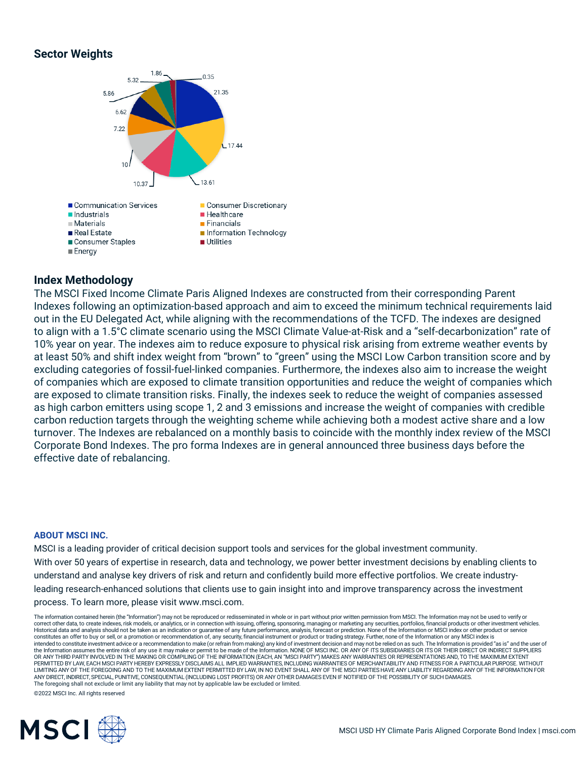## Sector Weights

1.86
5.32
0.35
5.86
21.35
6.62
7.22
17.44
10
10.37
13.61

- Communication Services
- Consumer Discretionary
- Industrials
- Healthcare
- Materials
- Financials
- Real Estate
- Information Technology
- Consumer Staples
- Utilities
- Energy

## Index Methodology

The MSCI Fixed Income Climate Paris Aligned Indexes are constructed from their corresponding Parent Indexes following an optimization-based approach and aim to exceed the minimum technical requirements laid out in the EU Delegated Act, while aligning with the recommendations of the TCFD. The indexes are designed to align with a 1.5°C climate scenario using the MSCI Climate Value-at-Risk and a "self-decarbonization" rate of 10% year on year. The indexes aim to reduce exposure to physical risk arising from extreme weather events by at least 50% and shift index weight from "brown" to "green" using the MSCI Low Carbon transition score and by excluding categories of fossil-fuel-linked companies. Furthermore, the indexes also aim to increase the weight of companies which are exposed to climate transition opportunities and reduce the weight of companies which are exposed to climate transition risks. Finally, the indexes seek to reduce the weight of companies assessed as high carbon emitters using scope 1, 2 and 3 emissions and increase the weight of companies with credible carbon reduction targets through the weighting scheme while achieving both a modest active share and a low turnover. The Indexes are rebalanced on a monthly basis to coincide with the monthly index review of the MSCI Corporate Bond Indexes. The pro forma Indexes are in general announced three business days before the effective date of rebalancing.

### ABOUT MSCI INC.

MSCI is a leading provider of critical decision support tools and services for the global investment community. With over 50 years of expertise in research, data and technology, we power better investment decisions by enabling clients to understand and analyse key drivers of risk and return and confidently build more effective portfolios. We create industry-leading research-enhanced solutions that clients use to gain insight into and improve transparency across the investment process. To learn more, please visit www.msci.com.

The information contained herein (the "Information") may not be reproduced or redisseminated in whole or in part without prior written permission from MSCI. The Information may not be used to verify or correct other data, to create indexes, risk models, or analytics, or in connection with issuing, offering, sponsoring, managing or marketing any securities, portfolios, financial products or other investment vehicles. Historical data and analysis should not be taken as an indication or guarantee of any future performance, analysis, forecast or prediction. None of the Information or MSCI index or other product or service constitutes an offer to buy or sell, or a promotion or recommendation of, any security, financial instrument or product or trading strategy. Further, none of the Information or any MSCI index is intended to constitute investment advice or a recommendation to make (or refrain from making) any kind of investment decision and may not be relied on as such. The Information is provided "as is" and the user of the Information assumes the entire risk of any use it may make or permit to be made of the Information. NONE OF MSCI INC. OR ANY OF ITS SUBSIDIARIES OR ITS OR THEIR DIRECT OR INDIRECT SUPPLIERS OR ANY THIRD PARTY INVOLVED IN THE MAKING OR COMPILING OF THE INFORMATION (EACH, AN "MSCI PARTY") MAKES ANY WARRANTIES OR REPRESENTATIONS AND, TO THE MAXIMUM EXTENT PERMITTED BY LAW, EACH MSCI PARTY HEREBY EXPRESSLY DISCLAIMS ALL IMPLIED WARRANTIES, INCLUDING WARRANTIES OF MERCHANTABILITY AND FITNESS FOR A PARTICULAR PURPOSE. WITHOUT LIMITING ANY OF THE FOREGOING AND TO THE MAXIMUM EXTENT PERMITTED BY LAW, IN NO EVENT SHALL ANY OF THE MSCI PARTIES HAVE ANY LIABILITY REGARDING ANY OF THE INFORMATION FOR ANY DIRECT, INDIRECT, SPECIAL, PUNITIVE, CONSEQUENTIAL (INCLUDING LOST PROFITS) OR ANY OTHER DAMAGES EVEN IF NOTIFIED OF THE POSSIBILITY OF SUCH DAMAGES. The foregoing shall not exclude or limit any liability that may not by applicable law be excluded or limited.

©2022 MSCI Inc. All rights reserved